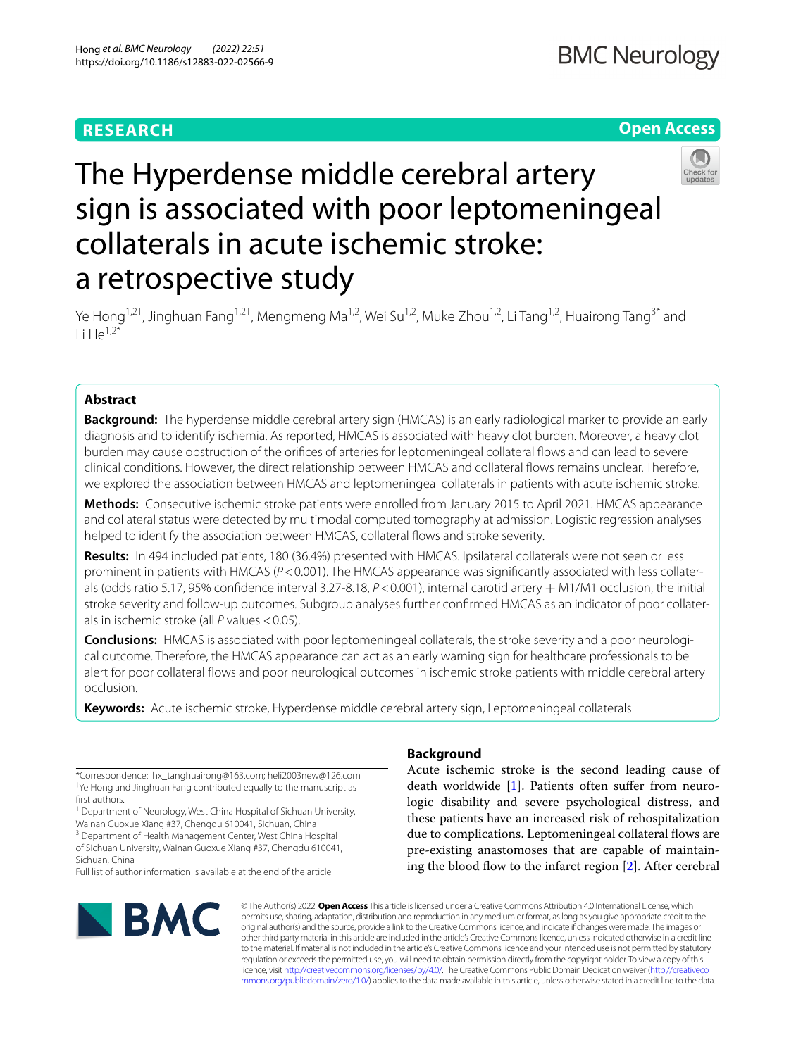RESEARCH

Open Access

# The Hyperdense middle cerebral artery sign is associated with poor leptomeningeal collaterals in acute ischemic stroke: a retrospective study

Ye Hong[1,2†], Jinghuan Fang[1,2†], Mengmeng Ma[1,2], Wei Su[1,2], Muke Zhou[1,2], Li Tang[1,2], Huairong Tang[3*] and Li He[1,2*]

## Abstract

**Background:** The hyperdense middle cerebral artery sign (HMCAS) is an early radiological marker to provide an early diagnosis and to identify ischemia. As reported, HMCAS is associated with heavy clot burden. Moreover, a heavy clot burden may cause obstruction of the orifices of arteries for leptomeningeal collateral flows and can lead to severe clinical conditions. However, the direct relationship between HMCAS and collateral flows remains unclear. Therefore, we explored the association between HMCAS and leptomeningeal collaterals in patients with acute ischemic stroke.

**Methods:** Consecutive ischemic stroke patients were enrolled from January 2015 to April 2021. HMCAS appearance and collateral status were detected by multimodal computed tomography at admission. Logistic regression analyses helped to identify the association between HMCAS, collateral flows and stroke severity.

**Results:** In 494 included patients, 180 (36.4%) presented with HMCAS. Ipsilateral collaterals were not seen or less prominent in patients with HMCAS ($P < 0.001$). The HMCAS appearance was significantly associated with less collaterals (odds ratio 5.17, 95% confidence interval 3.27-8.18, $P < 0.001$), internal carotid artery + M1/M1 occlusion, the initial stroke severity and follow-up outcomes. Subgroup analyses further confirmed HMCAS as an indicator of poor collaterals in ischemic stroke (all $P$ values $< 0.05$).

**Conclusions:** HMCAS is associated with poor leptomeningeal collaterals, the stroke severity and a poor neurological outcome. Therefore, the HMCAS appearance can act as an early warning sign for healthcare professionals to be alert for poor collateral flows and poor neurological outcomes in ischemic stroke patients with middle cerebral artery occlusion.

**Keywords:** Acute ischemic stroke, Hyperdense middle cerebral artery sign, Leptomeningeal collaterals

*Correspondence: hx_tanghuairong@163.com; heli2003new@126.com
†Ye Hong and Jinghuan Fang contributed equally to the manuscript as first authors.
[1] Department of Neurology, West China Hospital of Sichuan University, Wainan Guoxue Xiang #37, Chengdu 610041, Sichuan, China
[3] Department of Health Management Center, West China Hospital of Sichuan University, Wainan Guoxue Xiang #37, Chengdu 610041, Sichuan, China
Full list of author information is available at the end of the article

## Background

Acute ischemic stroke is the second leading cause of death worldwide [1]. Patients often suffer from neurologic disability and severe psychological distress, and these patients have an increased risk of rehospitalization due to complications. Leptomeningeal collateral flows are pre-existing anastomoses that are capable of maintaining the blood flow to the infarct region [2]. After cerebral

© The Author(s) 2022. **Open Access** This article is licensed under a Creative Commons Attribution 4.0 International License, which permits use, sharing, adaptation, distribution and reproduction in any medium or format, as long as you give appropriate credit to the original author(s) and the source, provide a link to the Creative Commons licence, and indicate if changes were made. The images or other third party material in this article are included in the article's Creative Commons licence, unless indicated otherwise in a credit line to the material. If material is not included in the article's Creative Commons licence and your intended use is not permitted by statutory regulation or exceeds the permitted use, you will need to obtain permission directly from the copyright holder. To view a copy of this licence, visit http://creativecommons.org/licenses/by/4.0/. The Creative Commons Public Domain Dedication waiver (http://creativecommons.org/publicdomain/zero/1.0/) applies to the data made available in this article, unless otherwise stated in a credit line to the data.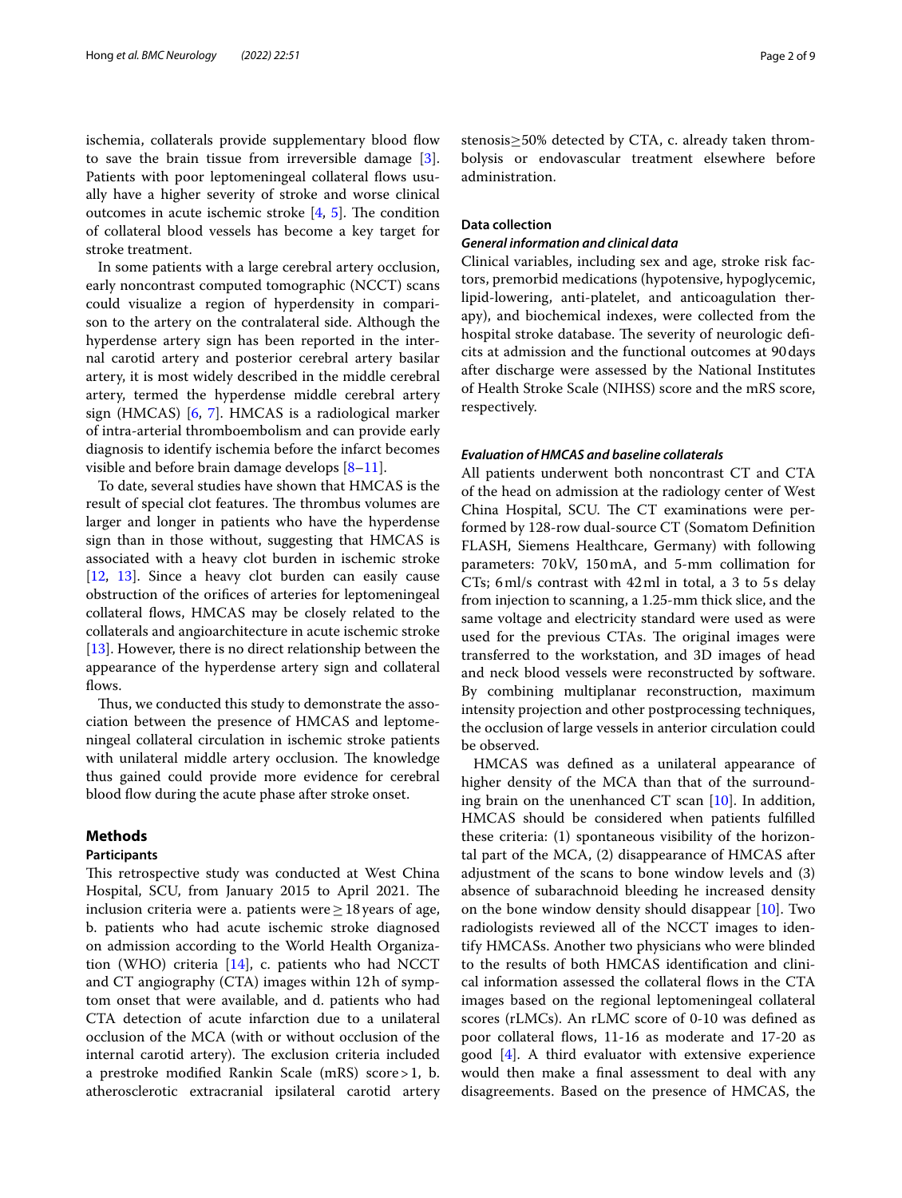ischemia, collaterals provide supplementary blood flow to save the brain tissue from irreversible damage [3]. Patients with poor leptomeningeal collateral flows usually have a higher severity of stroke and worse clinical outcomes in acute ischemic stroke [4, 5]. The condition of collateral blood vessels has become a key target for stroke treatment.

In some patients with a large cerebral artery occlusion, early noncontrast computed tomographic (NCCT) scans could visualize a region of hyperdensity in comparison to the artery on the contralateral side. Although the hyperdense artery sign has been reported in the internal carotid artery and posterior cerebral artery basilar artery, it is most widely described in the middle cerebral artery, termed the hyperdense middle cerebral artery sign (HMCAS) [6, 7]. HMCAS is a radiological marker of intra-arterial thromboembolism and can provide early diagnosis to identify ischemia before the infarct becomes visible and before brain damage develops [8–11].

To date, several studies have shown that HMCAS is the result of special clot features. The thrombus volumes are larger and longer in patients who have the hyperdense sign than in those without, suggesting that HMCAS is associated with a heavy clot burden in ischemic stroke [12, 13]. Since a heavy clot burden can easily cause obstruction of the orifices of arteries for leptomeningeal collateral flows, HMCAS may be closely related to the collaterals and angioarchitecture in acute ischemic stroke [13]. However, there is no direct relationship between the appearance of the hyperdense artery sign and collateral flows.

Thus, we conducted this study to demonstrate the association between the presence of HMCAS and leptomeningeal collateral circulation in ischemic stroke patients with unilateral middle artery occlusion. The knowledge thus gained could provide more evidence for cerebral blood flow during the acute phase after stroke onset.

## Methods

### Participants

This retrospective study was conducted at West China Hospital, SCU, from January 2015 to April 2021. The inclusion criteria were a. patients were ≥ 18 years of age, b. patients who had acute ischemic stroke diagnosed on admission according to the World Health Organization (WHO) criteria [14], c. patients who had NCCT and CT angiography (CTA) images within 12 h of symptom onset that were available, and d. patients who had CTA detection of acute infarction due to a unilateral occlusion of the MCA (with or without occlusion of the internal carotid artery). The exclusion criteria included a prestroke modified Rankin Scale (mRS) score > 1, b. atherosclerotic extracranial ipsilateral carotid artery stenosis ≥ 50% detected by CTA, c. already taken thrombolysis or endovascular treatment elsewhere before administration.

### Data collection

#### *General information and clinical data*

Clinical variables, including sex and age, stroke risk factors, premorbid medications (hypotensive, hypoglycemic, lipid-lowering, anti-platelet, and anticoagulation therapy), and biochemical indexes, were collected from the hospital stroke database. The severity of neurologic deficits at admission and the functional outcomes at 90 days after discharge were assessed by the National Institutes of Health Stroke Scale (NIHSS) score and the mRS score, respectively.

#### *Evaluation of HMCAS and baseline collaterals*

All patients underwent both noncontrast CT and CTA of the head on admission at the radiology center of West China Hospital, SCU. The CT examinations were performed by 128-row dual-source CT (Somatom Definition FLASH, Siemens Healthcare, Germany) with following parameters: 70 kV, 150 mA, and 5-mm collimation for CTs; 6 ml/s contrast with 42 ml in total, a 3 to 5 s delay from injection to scanning, a 1.25-mm thick slice, and the same voltage and electricity standard were used as were used for the previous CTAs. The original images were transferred to the workstation, and 3D images of head and neck blood vessels were reconstructed by software. By combining multiplanar reconstruction, maximum intensity projection and other postprocessing techniques, the occlusion of large vessels in anterior circulation could be observed.

HMCAS was defined as a unilateral appearance of higher density of the MCA than that of the surrounding brain on the unenhanced CT scan [10]. In addition, HMCAS should be considered when patients fulfilled these criteria: (1) spontaneous visibility of the horizontal part of the MCA, (2) disappearance of HMCAS after adjustment of the scans to bone window levels and (3) absence of subarachnoid bleeding he increased density on the bone window density should disappear [10]. Two radiologists reviewed all of the NCCT images to identify HMCASs. Another two physicians who were blinded to the results of both HMCAS identification and clinical information assessed the collateral flows in the CTA images based on the regional leptomeningeal collateral scores (rLMCs). An rLMC score of 0-10 was defined as poor collateral flows, 11-16 as moderate and 17-20 as good [4]. A third evaluator with extensive experience would then make a final assessment to deal with any disagreements. Based on the presence of HMCAS, the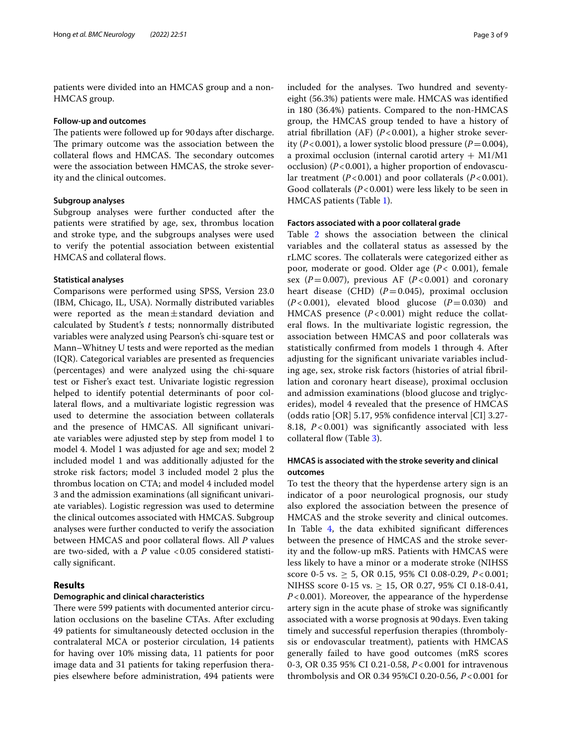patients were divided into an HMCAS group and a non-HMCAS group.

### Follow-up and outcomes

The patients were followed up for 90 days after discharge. The primary outcome was the association between the collateral flows and HMCAS. The secondary outcomes were the association between HMCAS, the stroke severity and the clinical outcomes.

### Subgroup analyses

Subgroup analyses were further conducted after the patients were stratified by age, sex, thrombus location and stroke type, and the subgroups analyses were used to verify the potential association between existential HMCAS and collateral flows.

### Statistical analyses

Comparisons were performed using SPSS, Version 23.0 (IBM, Chicago, IL, USA). Normally distributed variables were reported as the mean ± standard deviation and calculated by Student's *t* tests; nonnormally distributed variables were analyzed using Pearson's chi-square test or Mann–Whitney U tests and were reported as the median (IQR). Categorical variables are presented as frequencies (percentages) and were analyzed using the chi-square test or Fisher's exact test. Univariate logistic regression helped to identify potential determinants of poor collateral flows, and a multivariate logistic regression was used to determine the association between collaterals and the presence of HMCAS. All significant univariate variables were adjusted step by step from model 1 to model 4. Model 1 was adjusted for age and sex; model 2 included model 1 and was additionally adjusted for the stroke risk factors; model 3 included model 2 plus the thrombus location on CTA; and model 4 included model 3 and the admission examinations (all significant univariate variables). Logistic regression was used to determine the clinical outcomes associated with HMCAS. Subgroup analyses were further conducted to verify the association between HMCAS and poor collateral flows. All *P* values are two-sided, with a *P* value <0.05 considered statistically significant.

## Results

### Demographic and clinical characteristics

There were 599 patients with documented anterior circulation occlusions on the baseline CTAs. After excluding 49 patients for simultaneously detected occlusion in the contralateral MCA or posterior circulation, 14 patients for having over 10% missing data, 11 patients for poor image data and 31 patients for taking reperfusion therapies elsewhere before administration, 494 patients were included for the analyses. Two hundred and seventy-eight (56.3%) patients were male. HMCAS was identified in 180 (36.4%) patients. Compared to the non-HMCAS group, the HMCAS group tended to have a history of atrial fibrillation (AF) ($P<0.001$), a higher stroke severity ($P<0.001$), a lower systolic blood pressure ($P=0.004$), a proximal occlusion (internal carotid artery + M1/M1 occlusion) ($P<0.001$), a higher proportion of endovascular treatment ($P<0.001$) and poor collaterals ($P<0.001$). Good collaterals ($P<0.001$) were less likely to be seen in HMCAS patients (Table 1).

### Factors associated with a poor collateral grade

Table 2 shows the association between the clinical variables and the collateral status as assessed by the rLMC scores. The collaterals were categorized either as poor, moderate or good. Older age ($P<0.001$), female sex ($P=0.007$), previous AF ($P<0.001$) and coronary heart disease (CHD) ($P=0.045$), proximal occlusion ($P<0.001$), elevated blood glucose ($P=0.030$) and HMCAS presence ($P<0.001$) might reduce the collateral flows. In the multivariate logistic regression, the association between HMCAS and poor collaterals was statistically confirmed from models 1 through 4. After adjusting for the significant univariate variables including age, sex, stroke risk factors (histories of atrial fibrillation and coronary heart disease), proximal occlusion and admission examinations (blood glucose and triglycerides), model 4 revealed that the presence of HMCAS (odds ratio [OR] 5.17, 95% confidence interval [CI] 3.27-8.18, $P<0.001$) was significantly associated with less collateral flow (Table 3).

### HMCAS is associated with the stroke severity and clinical outcomes

To test the theory that the hyperdense artery sign is an indicator of a poor neurological prognosis, our study also explored the association between the presence of HMCAS and the stroke severity and clinical outcomes. In Table 4, the data exhibited significant differences between the presence of HMCAS and the stroke severity and the follow-up mRS. Patients with HMCAS were less likely to have a minor or a moderate stroke (NIHSS score 0-5 vs. ≥ 5, OR 0.15, 95% CI 0.08-0.29, $P<0.001$; NIHSS score 0-15 vs. ≥ 15, OR 0.27, 95% CI 0.18-0.41, $P<0.001$). Moreover, the appearance of the hyperdense artery sign in the acute phase of stroke was significantly associated with a worse prognosis at 90 days. Even taking timely and successful reperfusion therapies (thrombolysis or endovascular treatment), patients with HMCAS generally failed to have good outcomes (mRS scores 0-3, OR 0.35 95% CI 0.21-0.58, $P<0.001$ for intravenous thrombolysis and OR 0.34 95%CI 0.20-0.56, $P<0.001$ for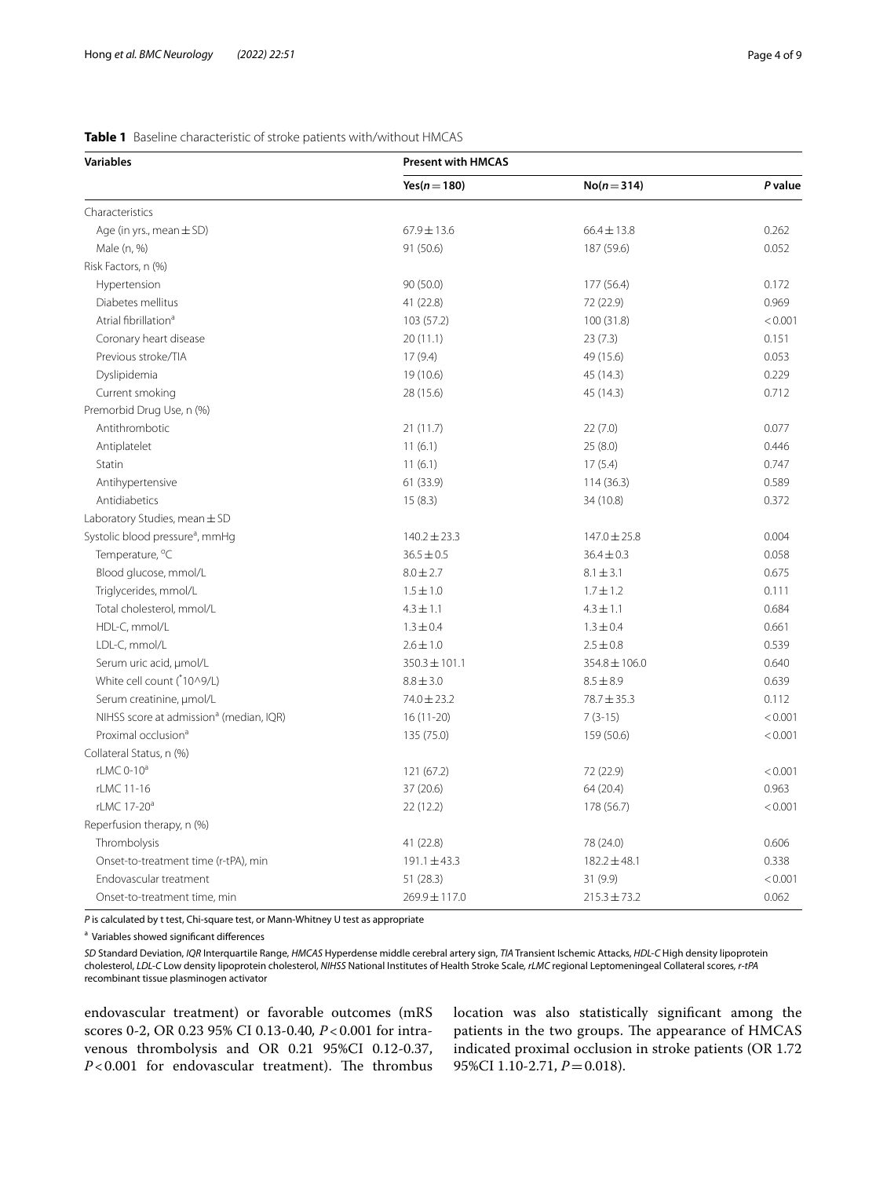**Table 1** Baseline characteristic of stroke patients with/without HMCAS

| Variables | Present with HMCAS | | |
|---|---|---|---|
| | Yes(n = 180) | No(n = 314) | P value |
| Characteristics | | | |
| Age (in yrs., mean ± SD) | 67.9 ± 13.6 | 66.4 ± 13.8 | 0.262 |
| Male (n, %) | 91 (50.6) | 187 (59.6) | 0.052 |
| Risk Factors, n (%) | | | |
| Hypertension | 90 (50.0) | 177 (56.4) | 0.172 |
| Diabetes mellitus | 41 (22.8) | 72 (22.9) | 0.969 |
| Atrial fibrillation[a] | 103 (57.2) | 100 (31.8) | < 0.001 |
| Coronary heart disease | 20 (11.1) | 23 (7.3) | 0.151 |
| Previous stroke/TIA | 17 (9.4) | 49 (15.6) | 0.053 |
| Dyslipidemia | 19 (10.6) | 45 (14.3) | 0.229 |
| Current smoking | 28 (15.6) | 45 (14.3) | 0.712 |
| Premorbid Drug Use, n (%) | | | |
| Antithrombotic | 21 (11.7) | 22 (7.0) | 0.077 |
| Antiplatelet | 11 (6.1) | 25 (8.0) | 0.446 |
| Statin | 11 (6.1) | 17 (5.4) | 0.747 |
| Antihypertensive | 61 (33.9) | 114 (36.3) | 0.589 |
| Antidiabetics | 15 (8.3) | 34 (10.8) | 0.372 |
| Laboratory Studies, mean ± SD | | | |
| Systolic blood pressure[a], mmHg | 140.2 ± 23.3 | 147.0 ± 25.8 | 0.004 |
| Temperature, °C | 36.5 ± 0.5 | 36.4 ± 0.3 | 0.058 |
| Blood glucose, mmol/L | 8.0 ± 2.7 | 8.1 ± 3.1 | 0.675 |
| Triglycerides, mmol/L | 1.5 ± 1.0 | 1.7 ± 1.2 | 0.111 |
| Total cholesterol, mmol/L | 4.3 ± 1.1 | 4.3 ± 1.1 | 0.684 |
| HDL-C, mmol/L | 1.3 ± 0.4 | 1.3 ± 0.4 | 0.661 |
| LDL-C, mmol/L | 2.6 ± 1.0 | 2.5 ± 0.8 | 0.539 |
| Serum uric acid, μmol/L | 350.3 ± 101.1 | 354.8 ± 106.0 | 0.640 |
| White cell count (*10^9/L) | 8.8 ± 3.0 | 8.5 ± 8.9 | 0.639 |
| Serum creatinine, μmol/L | 74.0 ± 23.2 | 78.7 ± 35.3 | 0.112 |
| NIHSS score at admission[a] (median, IQR) | 16 (11-20) | 7 (3-15) | < 0.001 |
| Proximal occlusion[a] | 135 (75.0) | 159 (50.6) | < 0.001 |
| Collateral Status, n (%) | | | |
| rLMC 0-10[a] | 121 (67.2) | 72 (22.9) | < 0.001 |
| rLMC 11-16 | 37 (20.6) | 64 (20.4) | 0.963 |
| rLMC 17-20[a] | 22 (12.2) | 178 (56.7) | < 0.001 |
| Reperfusion therapy, n (%) | | | |
| Thrombolysis | 41 (22.8) | 78 (24.0) | 0.606 |
| Onset-to-treatment time (r-tPA), min | 191.1 ± 43.3 | 182.2 ± 48.1 | 0.338 |
| Endovascular treatment | 51 (28.3) | 31 (9.9) | < 0.001 |
| Onset-to-treatment time, min | 269.9 ± 117.0 | 215.3 ± 73.2 | 0.062 |

*P* is calculated by t test, Chi-square test, or Mann-Whitney U test as appropriate

[a] Variables showed significant differences

*SD* Standard Deviation, *IQR* Interquartile Range, *HMCAS* Hyperdense middle cerebral artery sign, *TIA* Transient Ischemic Attacks, *HDL-C* High density lipoprotein cholesterol, *LDL-C* Low density lipoprotein cholesterol, *NIHSS* National Institutes of Health Stroke Scale, *rLMC* regional Leptomeningeal Collateral scores, *r-tPA* recombinant tissue plasminogen activator

endovascular treatment) or favorable outcomes (mRS scores 0-2, OR 0.23 95% CI 0.13-0.40, $P < 0.001$ for intravenous thrombolysis and OR 0.21 95%CI 0.12-0.37, $P < 0.001$ for endovascular treatment). The thrombus location was also statistically significant among the patients in the two groups. The appearance of HMCAS indicated proximal occlusion in stroke patients (OR 1.72 95%CI 1.10-2.71, $P = 0.018$).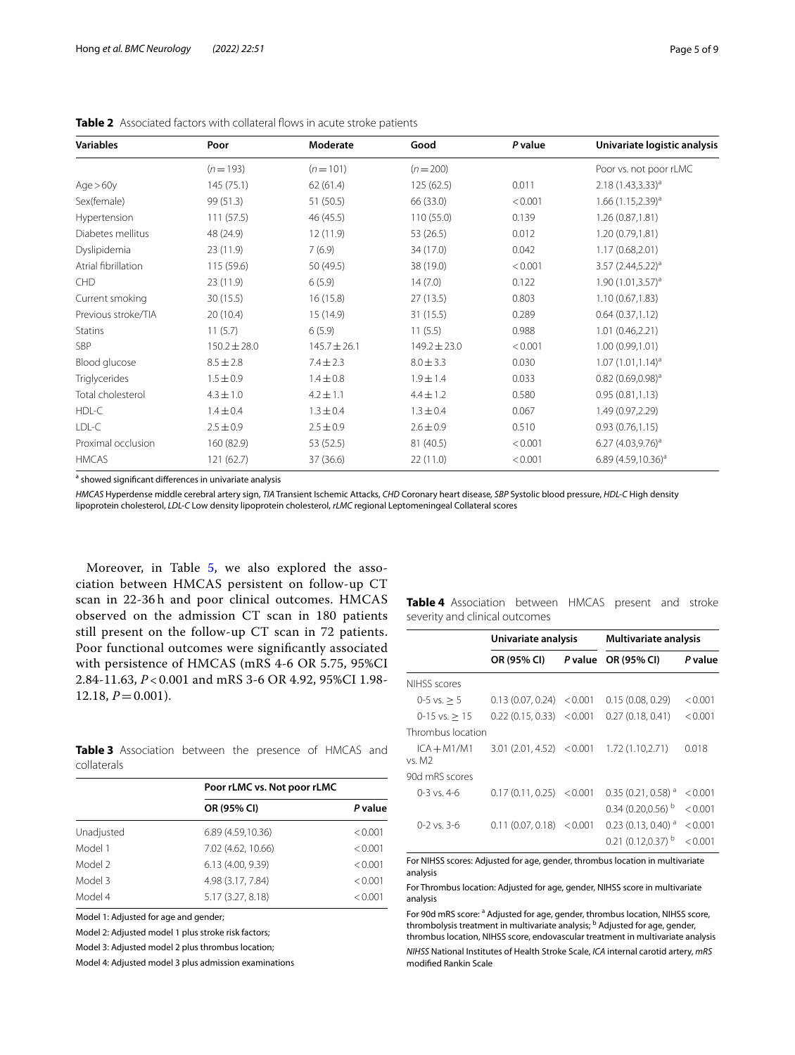**Table 2** Associated factors with collateral flows in acute stroke patients

| Variables | Poor | Moderate | Good | P value | Univariate logistic analysis |
|---|---|---|---|---|---|
| | (n = 193) | (n = 101) | (n = 200) | | Poor vs. not poor rLMC |
| Age > 60y | 145 (75.1) | 62 (61.4) | 125 (62.5) | 0.011 | 2.18 (1.43,3.33)[a] |
| Sex(female) | 99 (51.3) | 51 (50.5) | 66 (33.0) | < 0.001 | 1.66 (1.15,2.39)[a] |
| Hypertension | 111 (57.5) | 46 (45.5) | 110 (55.0) | 0.139 | 1.26 (0.87,1.81) |
| Diabetes mellitus | 48 (24.9) | 12 (11.9) | 53 (26.5) | 0.012 | 1.20 (0.79,1.81) |
| Dyslipidemia | 23 (11.9) | 7 (6.9) | 34 (17.0) | 0.042 | 1.17 (0.68,2.01) |
| Atrial fibrillation | 115 (59.6) | 50 (49.5) | 38 (19.0) | < 0.001 | 3.57 (2.44,5.22)[a] |
| CHD | 23 (11.9) | 6 (5.9) | 14 (7.0) | 0.122 | 1.90 (1.01,3.57)[a] |
| Current smoking | 30 (15.5) | 16 (15.8) | 27 (13.5) | 0.803 | 1.10 (0.67,1.83) |
| Previous stroke/TIA | 20 (10.4) | 15 (14.9) | 31 (15.5) | 0.289 | 0.64 (0.37,1.12) |
| Statins | 11 (5.7) | 6 (5.9) | 11 (5.5) | 0.988 | 1.01 (0.46,2.21) |
| SBP | 150.2 ± 28.0 | 145.7 ± 26.1 | 149.2 ± 23.0 | < 0.001 | 1.00 (0.99,1.01) |
| Blood glucose | 8.5 ± 2.8 | 7.4 ± 2.3 | 8.0 ± 3.3 | 0.030 | 1.07 (1.01,1.14)[a] |
| Triglycerides | 1.5 ± 0.9 | 1.4 ± 0.8 | 1.9 ± 1.4 | 0.033 | 0.82 (0.69,0.98)[a] |
| Total cholesterol | 4.3 ± 1.0 | 4.2 ± 1.1 | 4.4 ± 1.2 | 0.580 | 0.95 (0.81,1.13) |
| HDL-C | 1.4 ± 0.4 | 1.3 ± 0.4 | 1.3 ± 0.4 | 0.067 | 1.49 (0.97,2.29) |
| LDL-C | 2.5 ± 0.9 | 2.5 ± 0.9 | 2.6 ± 0.9 | 0.510 | 0.93 (0.76,1.15) |
| Proximal occlusion | 160 (82.9) | 53 (52.5) | 81 (40.5) | < 0.001 | 6.27 (4.03,9.76)[a] |
| HMCAS | 121 (62.7) | 37 (36.6) | 22 (11.0) | < 0.001 | 6.89 (4.59,10.36)[a] |

[a] showed significant differences in univariate analysis

*HMCAS* Hyperdense middle cerebral artery sign, *TIA* Transient Ischemic Attacks, *CHD* Coronary heart disease, *SBP* Systolic blood pressure, *HDL-C* High density lipoprotein cholesterol, *LDL-C* Low density lipoprotein cholesterol, *rLMC* regional Leptomeningeal Collateral scores

Moreover, in Table 5, we also explored the association between HMCAS persistent on follow-up CT scan in 22-36 h and poor clinical outcomes. HMCAS observed on the admission CT scan in 180 patients still present on the follow-up CT scan in 72 patients. Poor functional outcomes were significantly associated with persistence of HMCAS (mRS 4-6 OR 5.75, 95%CI 2.84-11.63, $P < 0.001$ and mRS 3-6 OR 4.92, 95%CI 1.98-12.18, $P = 0.001$).

**Table 3** Association between the presence of HMCAS and collaterals

| | Poor rLMC vs. Not poor rLMC | |
|---|---|---|
| | OR (95% CI) | P value |
| Unadjusted | 6.89 (4.59,10.36) | < 0.001 |
| Model 1 | 7.02 (4.62, 10.66) | < 0.001 |
| Model 2 | 6.13 (4.00, 9.39) | < 0.001 |
| Model 3 | 4.98 (3.17, 7.84) | < 0.001 |
| Model 4 | 5.17 (3.27, 8.18) | < 0.001 |

Model 1: Adjusted for age and gender;

Model 2: Adjusted model 1 plus stroke risk factors;

Model 3: Adjusted model 2 plus thrombus location;

Model 4: Adjusted model 3 plus admission examinations

**Table 4** Association between HMCAS present and stroke severity and clinical outcomes

| | Univariate analysis | | Multivariate analysis | |
|---|---|---|---|---|
| | OR (95% CI) | P value | OR (95% CI) | P value |
| NIHSS scores | | | | |
| 0-5 vs. ≥ 5 | 0.13 (0.07, 0.24) | < 0.001 | 0.15 (0.08, 0.29) | < 0.001 |
| 0-15 vs. ≥ 15 | 0.22 (0.15, 0.33) | < 0.001 | 0.27 (0.18, 0.41) | < 0.001 |
| Thrombus location | | | | |
| ICA + M1/M1 vs. M2 | 3.01 (2.01, 4.52) | < 0.001 | 1.72 (1.10,2.71) | 0.018 |
| 90d mRS scores | | | | |
| 0-3 vs. 4-6 | 0.17 (0.11, 0.25) | < 0.001 | 0.35 (0.21, 0.58) [a] | < 0.001 |
| | | | 0.34 (0.20,0.56) [b] | < 0.001 |
| 0-2 vs. 3-6 | 0.11 (0.07, 0.18) | < 0.001 | 0.23 (0.13, 0.40) [a] | < 0.001 |
| | | | 0.21 (0.12,0.37) [b] | < 0.001 |

For NIHSS scores: Adjusted for age, gender, thrombus location in multivariate analysis

For Thrombus location: Adjusted for age, gender, NIHSS score in multivariate analysis

For 90d mRS score: [a] Adjusted for age, gender, thrombus location, NIHSS score, thrombolysis treatment in multivariate analysis; [b] Adjusted for age, gender, thrombus location, NIHSS score, endovascular treatment in multivariate analysis

*NIHSS* National Institutes of Health Stroke Scale, *ICA* internal carotid artery, *mRS* modified Rankin Scale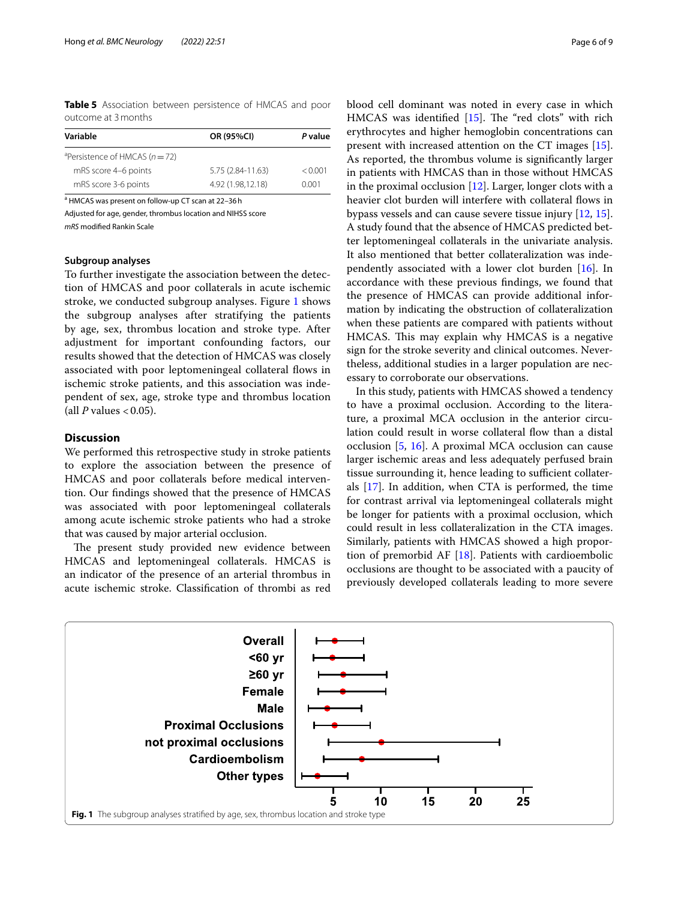**Table 5** Association between persistence of HMCAS and poor outcome at 3 months

| Variable | OR (95%CI) | *P* value |
|---|---|---|
| [a]Persistence of HMCAS (*n* = 72) | | |
| mRS score 4–6 points | 5.75 (2.84-11.63) | < 0.001 |
| mRS score 3-6 points | 4.92 (1.98,12.18) | 0.001 |

[a] HMCAS was present on follow-up CT scan at 22–36 h

Adjusted for age, gender, thrombus location and NIHSS score

*mRS* modified Rankin Scale

### Subgroup analyses

To further investigate the association between the detection of HMCAS and poor collaterals in acute ischemic stroke, we conducted subgroup analyses. Figure 1 shows the subgroup analyses after stratifying the patients by age, sex, thrombus location and stroke type. After adjustment for important confounding factors, our results showed that the detection of HMCAS was closely associated with poor leptomeningeal collateral flows in ischemic stroke patients, and this association was independent of sex, age, stroke type and thrombus location (all *P* values < 0.05).

## Discussion

We performed this retrospective study in stroke patients to explore the association between the presence of HMCAS and poor collaterals before medical intervention. Our findings showed that the presence of HMCAS was associated with poor leptomeningeal collaterals among acute ischemic stroke patients who had a stroke that was caused by major arterial occlusion.

The present study provided new evidence between HMCAS and leptomeningeal collaterals. HMCAS is an indicator of the presence of an arterial thrombus in acute ischemic stroke. Classification of thrombi as red blood cell dominant was noted in every case in which HMCAS was identified [15]. The "red clots" with rich erythrocytes and higher hemoglobin concentrations can present with increased attention on the CT images [15]. As reported, the thrombus volume is significantly larger in patients with HMCAS than in those without HMCAS in the proximal occlusion [12]. Larger, longer clots with a heavier clot burden will interfere with collateral flows in bypass vessels and can cause severe tissue injury [12, 15]. A study found that the absence of HMCAS predicted better leptomeningeal collaterals in the univariate analysis. It also mentioned that better collateralization was independently associated with a lower clot burden [16]. In accordance with these previous findings, we found that the presence of HMCAS can provide additional information by indicating the obstruction of collateralization when these patients are compared with patients without HMCAS. This may explain why HMCAS is a negative sign for the stroke severity and clinical outcomes. Nevertheless, additional studies in a larger population are necessary to corroborate our observations.

In this study, patients with HMCAS showed a tendency to have a proximal occlusion. According to the literature, a proximal MCA occlusion in the anterior circulation could result in worse collateral flow than a distal occlusion [5, 16]. A proximal MCA occlusion can cause larger ischemic areas and less adequately perfused brain tissue surrounding it, hence leading to sufficient collaterals [17]. In addition, when CTA is performed, the time for contrast arrival via leptomeningeal collaterals might be longer for patients with a proximal occlusion, which could result in less collateralization in the CTA images. Similarly, patients with HMCAS showed a high proportion of premorbid AF [18]. Patients with cardioembolic occlusions are thought to be associated with a paucity of previously developed collaterals leading to more severe

**Fig. 1** The subgroup analyses stratified by age, sex, thrombus location and stroke type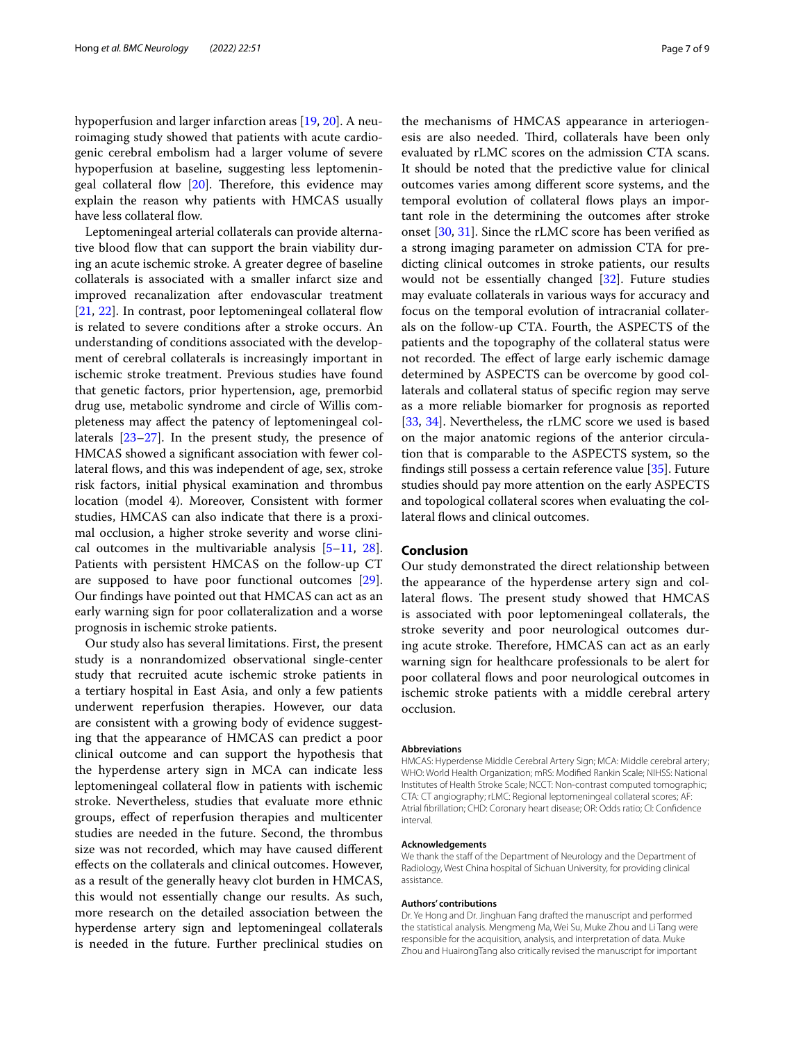hypoperfusion and larger infarction areas [19, 20]. A neuroimaging study showed that patients with acute cardiogenic cerebral embolism had a larger volume of severe hypoperfusion at baseline, suggesting less leptomeningeal collateral flow [20]. Therefore, this evidence may explain the reason why patients with HMCAS usually have less collateral flow.

Leptomeningeal arterial collaterals can provide alternative blood flow that can support the brain viability during an acute ischemic stroke. A greater degree of baseline collaterals is associated with a smaller infarct size and improved recanalization after endovascular treatment [21, 22]. In contrast, poor leptomeningeal collateral flow is related to severe conditions after a stroke occurs. An understanding of conditions associated with the development of cerebral collaterals is increasingly important in ischemic stroke treatment. Previous studies have found that genetic factors, prior hypertension, age, premorbid drug use, metabolic syndrome and circle of Willis completeness may affect the patency of leptomeningeal collaterals [23–27]. In the present study, the presence of HMCAS showed a significant association with fewer collateral flows, and this was independent of age, sex, stroke risk factors, initial physical examination and thrombus location (model 4). Moreover, Consistent with former studies, HMCAS can also indicate that there is a proximal occlusion, a higher stroke severity and worse clinical outcomes in the multivariable analysis [5–11, 28]. Patients with persistent HMCAS on the follow-up CT are supposed to have poor functional outcomes [29]. Our findings have pointed out that HMCAS can act as an early warning sign for poor collateralization and a worse prognosis in ischemic stroke patients.

Our study also has several limitations. First, the present study is a nonrandomized observational single-center study that recruited acute ischemic stroke patients in a tertiary hospital in East Asia, and only a few patients underwent reperfusion therapies. However, our data are consistent with a growing body of evidence suggesting that the appearance of HMCAS can predict a poor clinical outcome and can support the hypothesis that the hyperdense artery sign in MCA can indicate less leptomeningeal collateral flow in patients with ischemic stroke. Nevertheless, studies that evaluate more ethnic groups, effect of reperfusion therapies and multicenter studies are needed in the future. Second, the thrombus size was not recorded, which may have caused different effects on the collaterals and clinical outcomes. However, as a result of the generally heavy clot burden in HMCAS, this would not essentially change our results. As such, more research on the detailed association between the hyperdense artery sign and leptomeningeal collaterals is needed in the future. Further preclinical studies on the mechanisms of HMCAS appearance in arteriogenesis are also needed. Third, collaterals have been only evaluated by rLMC scores on the admission CTA scans. It should be noted that the predictive value for clinical outcomes varies among different score systems, and the temporal evolution of collateral flows plays an important role in the determining the outcomes after stroke onset [30, 31]. Since the rLMC score has been verified as a strong imaging parameter on admission CTA for predicting clinical outcomes in stroke patients, our results would not be essentially changed [32]. Future studies may evaluate collaterals in various ways for accuracy and focus on the temporal evolution of intracranial collaterals on the follow-up CTA. Fourth, the ASPECTS of the patients and the topography of the collateral status were not recorded. The effect of large early ischemic damage determined by ASPECTS can be overcome by good collaterals and collateral status of specific region may serve as a more reliable biomarker for prognosis as reported [33, 34]. Nevertheless, the rLMC score we used is based on the major anatomic regions of the anterior circulation that is comparable to the ASPECTS system, so the findings still possess a certain reference value [35]. Future studies should pay more attention on the early ASPECTS and topological collateral scores when evaluating the collateral flows and clinical outcomes.

## Conclusion

Our study demonstrated the direct relationship between the appearance of the hyperdense artery sign and collateral flows. The present study showed that HMCAS is associated with poor leptomeningeal collaterals, the stroke severity and poor neurological outcomes during acute stroke. Therefore, HMCAS can act as an early warning sign for healthcare professionals to be alert for poor collateral flows and poor neurological outcomes in ischemic stroke patients with a middle cerebral artery occlusion.

#### Abbreviations

HMCAS: Hyperdense Middle Cerebral Artery Sign; MCA: Middle cerebral artery; WHO: World Health Organization; mRS: Modified Rankin Scale; NIHSS: National Institutes of Health Stroke Scale; NCCT: Non-contrast computed tomographic; CTA: CT angiography; rLMC: Regional leptomeningeal collateral scores; AF: Atrial fibrillation; CHD: Coronary heart disease; OR: Odds ratio; CI: Confidence interval.

#### Acknowledgements

We thank the staff of the Department of Neurology and the Department of Radiology, West China hospital of Sichuan University, for providing clinical assistance.

#### Authors' contributions

Dr. Ye Hong and Dr. Jinghuan Fang drafted the manuscript and performed the statistical analysis. Mengmeng Ma, Wei Su, Muke Zhou and Li Tang were responsible for the acquisition, analysis, and interpretation of data. Muke Zhou and HuairongTang also critically revised the manuscript for important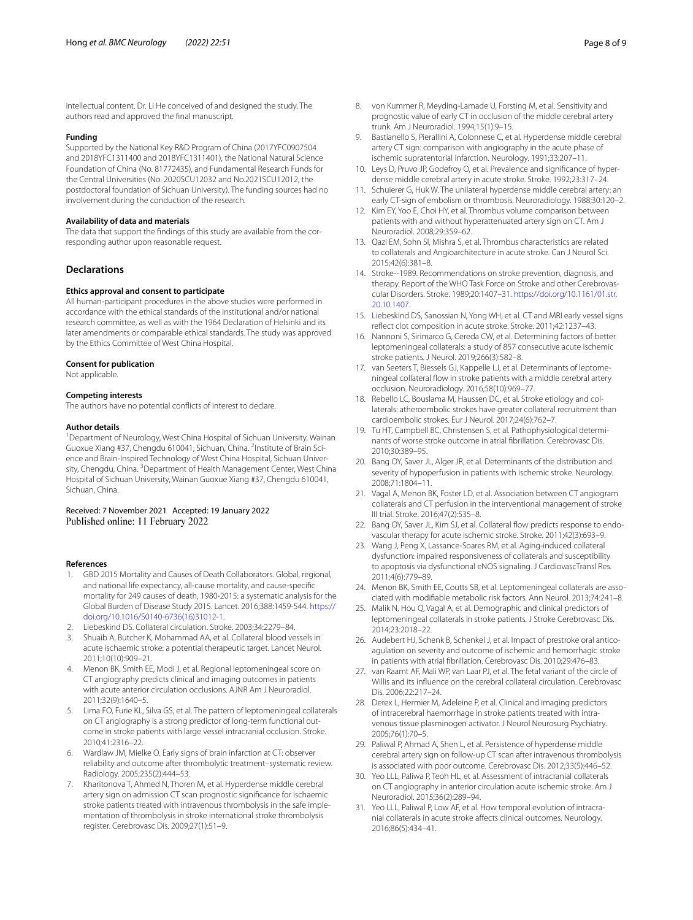intellectual content. Dr. Li He conceived of and designed the study. The authors read and approved the final manuscript.

#### Funding

Supported by the National Key R&D Program of China (2017YFC0907504 and 2018YFC1311400 and 2018YFC1311401), the National Natural Science Foundation of China (No. 81772435), and Fundamental Research Funds for the Central Universities (No. 2020SCU12032 and No.2021SCU12012, the postdoctoral foundation of Sichuan University). The funding sources had no involvement during the conduction of the research.

#### Availability of data and materials

The data that support the findings of this study are available from the corresponding author upon reasonable request.

## Declarations

#### Ethics approval and consent to participate

All human-participant procedures in the above studies were performed in accordance with the ethical standards of the institutional and/or national research committee, as well as with the 1964 Declaration of Helsinki and its later amendments or comparable ethical standards. The study was approved by the Ethics Committee of West China Hospital.

#### Consent for publication

Not applicable.

#### Competing interests

The authors have no potential conflicts of interest to declare.

#### Author details

[1]Department of Neurology, West China Hospital of Sichuan University, Wainan Guoxue Xiang #37, Chengdu 610041, Sichuan, China. [2]Institute of Brain Science and Brain-Inspired Technology of West China Hospital, Sichuan University, Chengdu, China. [3]Department of Health Management Center, West China Hospital of Sichuan University, Wainan Guoxue Xiang #37, Chengdu 610041, Sichuan, China.

Received: 7 November 2021 Accepted: 19 January 2022
Published online: 11 February 2022

#### References

1. GBD 2015 Mortality and Causes of Death Collaborators. Global, regional, and national life expectancy, all-cause mortality, and cause-specific mortality for 249 causes of death, 1980-2015: a systematic analysis for the Global Burden of Disease Study 2015. Lancet. 2016;388:1459-544. https://doi.org/10.1016/S0140-6736(16)31012-1.
2. Liebeskind DS. Collateral circulation. Stroke. 2003;34:2279–84.
3. Shuaib A, Butcher K, Mohammad AA, et al. Collateral blood vessels in acute ischaemic stroke: a potential therapeutic target. Lancet Neurol. 2011;10(10):909–21.
4. Menon BK, Smith EE, Modi J, et al. Regional leptomeningeal score on CT angiography predicts clinical and imaging outcomes in patients with acute anterior circulation occlusions. AJNR Am J Neuroradiol. 2011;32(9):1640–5.
5. Lima FO, Furie KL, Silva GS, et al. The pattern of leptomeningeal collaterals on CT angiography is a strong predictor of long-term functional outcome in stroke patients with large vessel intracranial occlusion. Stroke. 2010;41:2316–22.
6. Wardlaw JM, Mielke O. Early signs of brain infarction at CT: observer reliability and outcome after thrombolytic treatment–systematic review. Radiology. 2005;235(2):444–53.
7. Kharitonova T, Ahmed N, Thoren M, et al. Hyperdense middle cerebral artery sign on admission CT scan prognostic significance for ischaemic stroke patients treated with intravenous thrombolysis in the safe implementation of thrombolysis in stroke international stroke thrombolysis register. Cerebrovasc Dis. 2009;27(1):51–9.
8. von Kummer R, Meyding-Lamade U, Forsting M, et al. Sensitivity and prognostic value of early CT in occlusion of the middle cerebral artery trunk. Am J Neuroradiol. 1994;15(1):9–15.
9. Bastianello S, Pierallini A, Colonnese C, et al. Hyperdense middle cerebral artery CT sign: comparison with angiography in the acute phase of ischemic supratentorial infarction. Neurology. 1991;33:207–11.
10. Leys D, Pruvo JP, Godefroy O, et al. Prevalence and significance of hyperdense middle cerebral artery in acute stroke. Stroke. 1992;23:317–24.
11. Schuierer G, Huk W. The unilateral hyperdense middle cerebral artery: an early CT-sign of embolism or thrombosis. Neuroradiology. 1988;30:120–2.
12. Kim EY, Yoo E, Choi HY, et al. Thrombus volume comparison between patients with and without hyperattenuated artery sign on CT. Am J Neuroradiol. 2008;29:359–62.
13. Qazi EM, Sohn SI, Mishra S, et al. Thrombus characteristics are related to collaterals and Angioarchitecture in acute stroke. Can J Neurol Sci. 2015;42(6):381–8.
14. Stroke--1989. Recommendations on stroke prevention, diagnosis, and therapy. Report of the WHO Task Force on Stroke and other Cerebrovascular Disorders. Stroke. 1989;20:1407–31. https://doi.org/10.1161/01.str.20.10.1407.
15. Liebeskind DS, Sanossian N, Yong WH, et al. CT and MRI early vessel signs reflect clot composition in acute stroke. Stroke. 2011;42:1237–43.
16. Nannoni S, Sirimarco G, Cereda CW, et al. Determining factors of better leptomeningeal collaterals: a study of 857 consecutive acute ischemic stroke patients. J Neurol. 2019;266(3):582–8.
17. van Seeters T, Biessels GJ, Kappelle LJ, et al. Determinants of leptomeningeal collateral flow in stroke patients with a middle cerebral artery occlusion. Neuroradiology. 2016;58(10):969–77.
18. Rebello LC, Bouslama M, Haussen DC, et al. Stroke etiology and collaterals: atheroembolic strokes have greater collateral recruitment than cardioembolic strokes. Eur J Neurol. 2017;24(6):762–7.
19. Tu HT, Campbell BC, Christensen S, et al. Pathophysiological determinants of worse stroke outcome in atrial fibrillation. Cerebrovasc Dis. 2010;30:389–95.
20. Bang OY, Saver JL, Alger JR, et al. Determinants of the distribution and severity of hypoperfusion in patients with ischemic stroke. Neurology. 2008;71:1804–11.
21. Vagal A, Menon BK, Foster LD, et al. Association between CT angiogram collaterals and CT perfusion in the interventional management of stroke III trial. Stroke. 2016;47(2):535–8.
22. Bang OY, Saver JL, Kim SJ, et al. Collateral flow predicts response to endovascular therapy for acute ischemic stroke. Stroke. 2011;42(3):693–9.
23. Wang J, Peng X, Lassance-Soares RM, et al. Aging-induced collateral dysfunction: impaired responsiveness of collaterals and susceptibility to apoptosis via dysfunctional eNOS signaling. J CardiovascTransl Res. 2011;4(6):779–89.
24. Menon BK, Smith EE, Coutts SB, et al. Leptomeningeal collaterals are associated with modifiable metabolic risk factors. Ann Neurol. 2013;74:241–8.
25. Malik N, Hou Q, Vagal A, et al. Demographic and clinical predictors of leptomeningeal collaterals in stroke patients. J Stroke Cerebrovasc Dis. 2014;23:2018–22.
26. Audebert HJ, Schenk B, Schenkel J, et al. Impact of prestroke oral anticoagulation on severity and outcome of ischemic and hemorrhagic stroke in patients with atrial fibrillation. Cerebrovasc Dis. 2010;29:476–83.
27. van Raamt AF, Mali WP, van Laar PJ, et al. The fetal variant of the circle of Willis and its influence on the cerebral collateral circulation. Cerebrovasc Dis. 2006;22:217–24.
28. Derex L, Hermier M, Adeleine P, et al. Clinical and imaging predictors of intracerebral haemorrhage in stroke patients treated with intravenous tissue plasminogen activator. J Neurol Neurosurg Psychiatry. 2005;76(1):70–5.
29. Paliwal P, Ahmad A, Shen L, et al. Persistence of hyperdense middle cerebral artery sign on follow-up CT scan after intravenous thrombolysis is associated with poor outcome. Cerebrovasc Dis. 2012;33(5):446–52.
30. Yeo LLL, Paliwa P, Teoh HL, et al. Assessment of intracranial collaterals on CT angiography in anterior circulation acute ischemic stroke. Am J Neuroradiol. 2015;36(2):289–94.
31. Yeo LLL, Paliwal P, Low AF, et al. How temporal evolution of intracranial collaterals in acute stroke affects clinical outcomes. Neurology. 2016;86(5):434–41.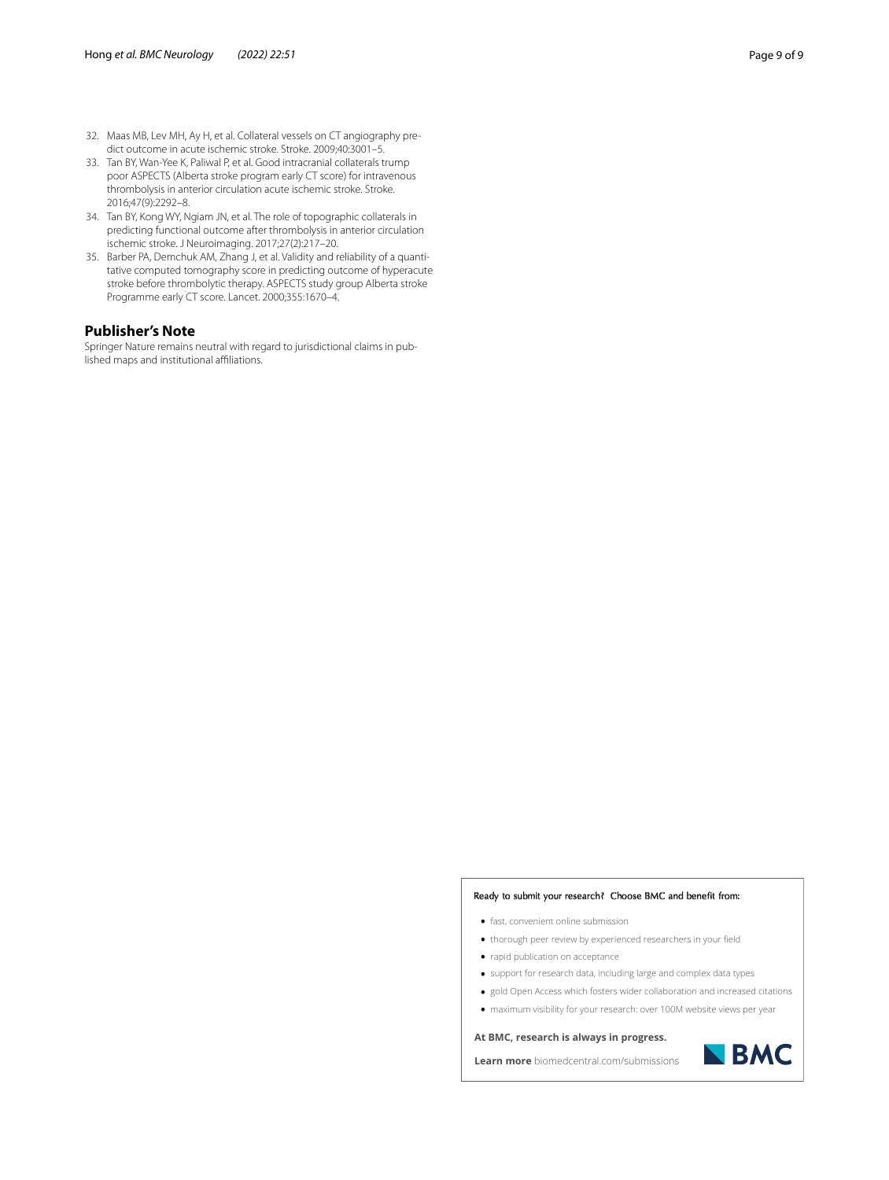32. Maas MB, Lev MH, Ay H, et al. Collateral vessels on CT angiography predict outcome in acute ischemic stroke. Stroke. 2009;40:3001–5.
33. Tan BY, Wan-Yee K, Paliwal P, et al. Good intracranial collaterals trump poor ASPECTS (Alberta stroke program early CT score) for intravenous thrombolysis in anterior circulation acute ischemic stroke. Stroke. 2016;47(9):2292–8.
34. Tan BY, Kong WY, Ngiam JN, et al. The role of topographic collaterals in predicting functional outcome after thrombolysis in anterior circulation ischemic stroke. J Neuroimaging. 2017;27(2):217–20.
35. Barber PA, Demchuk AM, Zhang J, et al. Validity and reliability of a quantitative computed tomography score in predicting outcome of hyperacute stroke before thrombolytic therapy. ASPECTS study group Alberta stroke Programme early CT score. Lancet. 2000;355:1670–4.

## Publisher's Note

Springer Nature remains neutral with regard to jurisdictional claims in published maps and institutional affiliations.

Ready to submit your research? Choose BMC and benefit from:

- fast, convenient online submission
- thorough peer review by experienced researchers in your field
- rapid publication on acceptance
- support for research data, including large and complex data types
- gold Open Access which fosters wider collaboration and increased citations
- maximum visibility for your research: over 100M website views per year

**At BMC, research is always in progress.**

**Learn more** biomedcentral.com/submissions